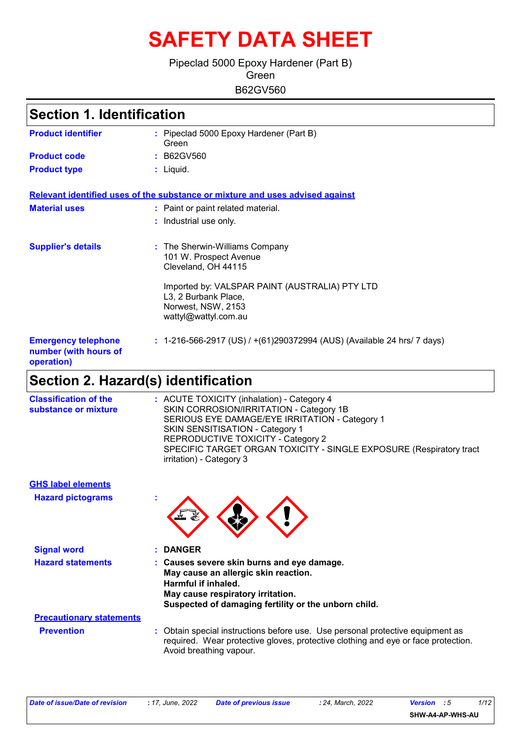# SAFETY DATA SHEET

Pipeclad 5000 Epoxy Hardener (Part B)
Green
B62GV560

## Section 1. Identification

**Product identifier** : Pipeclad 5000 Epoxy Hardener (Part B)
Green

**Product code** : B62GV560

**Product type** : Liquid.

**Relevant identified uses of the substance or mixture and uses advised against**

**Material uses** : Paint or paint related material.
: Industrial use only.

**Supplier's details** : The Sherwin-Williams Company
101 W. Prospect Avenue
Cleveland, OH 44115

Imported by: VALSPAR PAINT (AUSTRALIA) PTY LTD
L3, 2 Burbank Place,
Norwest, NSW, 2153
wattyl@wattyl.com.au

**Emergency telephone number (with hours of operation)** : 1-216-566-2917 (US) / +(61)290372994 (AUS) (Available 24 hrs/ 7 days)

## Section 2. Hazard(s) identification

**Classification of the substance or mixture** : ACUTE TOXICITY (inhalation) - Category 4
SKIN CORROSION/IRRITATION - Category 1B
SERIOUS EYE DAMAGE/EYE IRRITATION - Category 1
SKIN SENSITISATION - Category 1
REPRODUCTIVE TOXICITY - Category 2
SPECIFIC TARGET ORGAN TOXICITY - SINGLE EXPOSURE (Respiratory tract irritation) - Category 3

**GHS label elements**

**Hazard pictograms** :

**Signal word** : **DANGER**

**Hazard statements** : **Causes severe skin burns and eye damage.**
**May cause an allergic skin reaction.**
**Harmful if inhaled.**
**May cause respiratory irritation.**
**Suspected of damaging fertility or the unborn child.**

**Precautionary statements**

**Prevention** : Obtain special instructions before use. Use personal protective equipment as required. Wear protective gloves, protective clothing and eye or face protection. Avoid breathing vapour.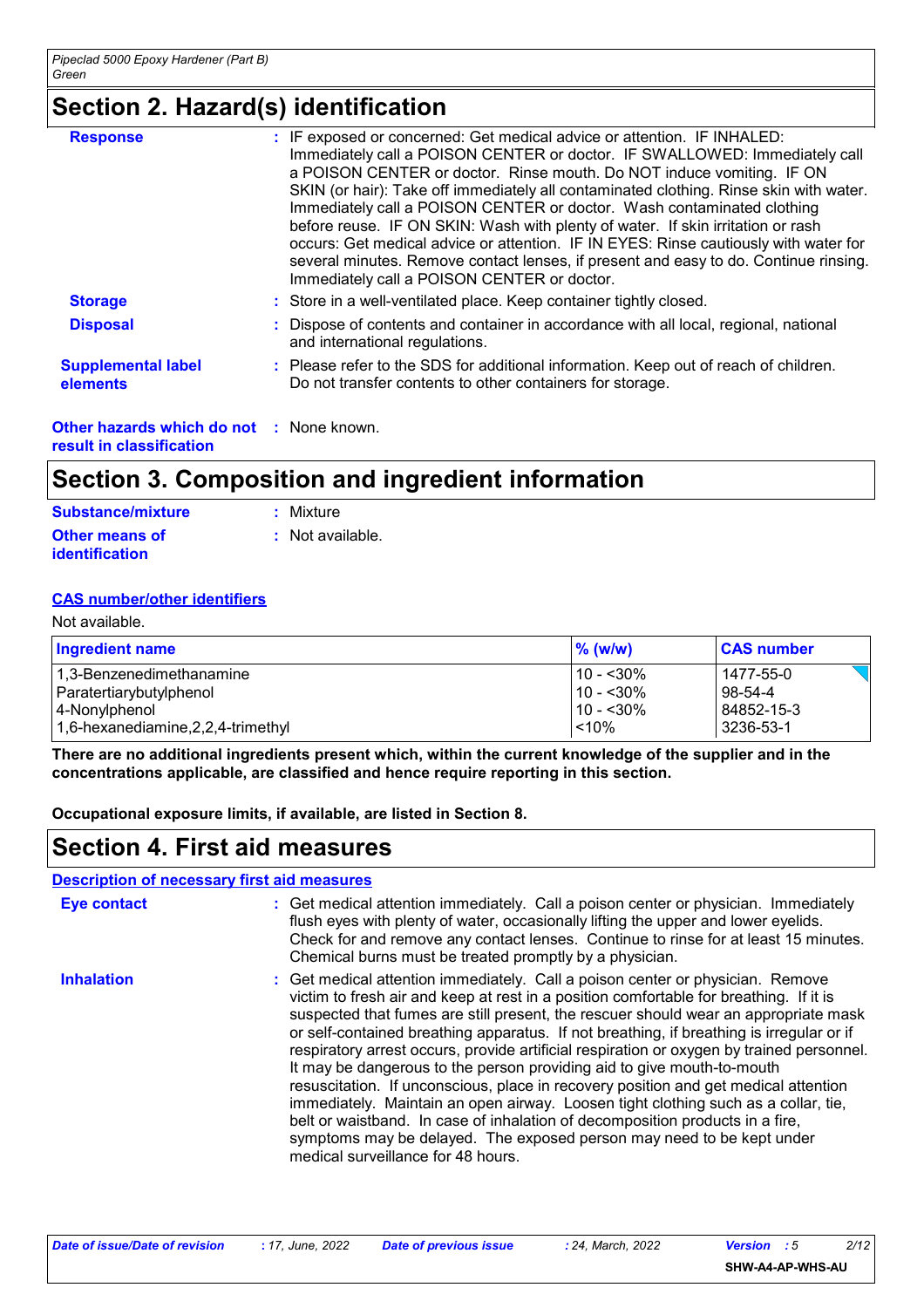## Section 2. Hazard(s) identification

**Response** : IF exposed or concerned: Get medical advice or attention. IF INHALED: Immediately call a POISON CENTER or doctor. IF SWALLOWED: Immediately call a POISON CENTER or doctor. Rinse mouth. Do NOT induce vomiting. IF ON SKIN (or hair): Take off immediately all contaminated clothing. Rinse skin with water. Immediately call a POISON CENTER or doctor. Wash contaminated clothing before reuse. IF ON SKIN: Wash with plenty of water. If skin irritation or rash occurs: Get medical advice or attention. IF IN EYES: Rinse cautiously with water for several minutes. Remove contact lenses, if present and easy to do. Continue rinsing. Immediately call a POISON CENTER or doctor.

**Storage** : Store in a well-ventilated place. Keep container tightly closed.

**Disposal** : Dispose of contents and container in accordance with all local, regional, national and international regulations.

**Supplemental label elements** : Please refer to the SDS for additional information. Keep out of reach of children. Do not transfer contents to other containers for storage.

**Other hazards which do not result in classification** : None known.

## Section 3. Composition and ingredient information

**Substance/mixture** : Mixture

**Other means of identification** : Not available.

**CAS number/other identifiers**

Not available.

| Ingredient name | % (w/w) | CAS number |
|---|---|---|
| 1,3-Benzenedimethanamine | 10 - <30% | 1477-55-0 |
| Paratertiarybutylphenol | 10 - <30% | 98-54-4 |
| 4-Nonylphenol | 10 - <30% | 84852-15-3 |
| 1,6-hexanediamine,2,2,4-trimethyl | <10% | 3236-53-1 |

**There are no additional ingredients present which, within the current knowledge of the supplier and in the concentrations applicable, are classified and hence require reporting in this section.**

**Occupational exposure limits, if available, are listed in Section 8.**

## Section 4. First aid measures

**Description of necessary first aid measures**

**Eye contact** : Get medical attention immediately. Call a poison center or physician. Immediately flush eyes with plenty of water, occasionally lifting the upper and lower eyelids. Check for and remove any contact lenses. Continue to rinse for at least 15 minutes. Chemical burns must be treated promptly by a physician.

**Inhalation** : Get medical attention immediately. Call a poison center or physician. Remove victim to fresh air and keep at rest in a position comfortable for breathing. If it is suspected that fumes are still present, the rescuer should wear an appropriate mask or self-contained breathing apparatus. If not breathing, if breathing is irregular or if respiratory arrest occurs, provide artificial respiration or oxygen by trained personnel. It may be dangerous to the person providing aid to give mouth-to-mouth resuscitation. If unconscious, place in recovery position and get medical attention immediately. Maintain an open airway. Loosen tight clothing such as a collar, tie, belt or waistband. In case of inhalation of decomposition products in a fire, symptoms may be delayed. The exposed person may need to be kept under medical surveillance for 48 hours.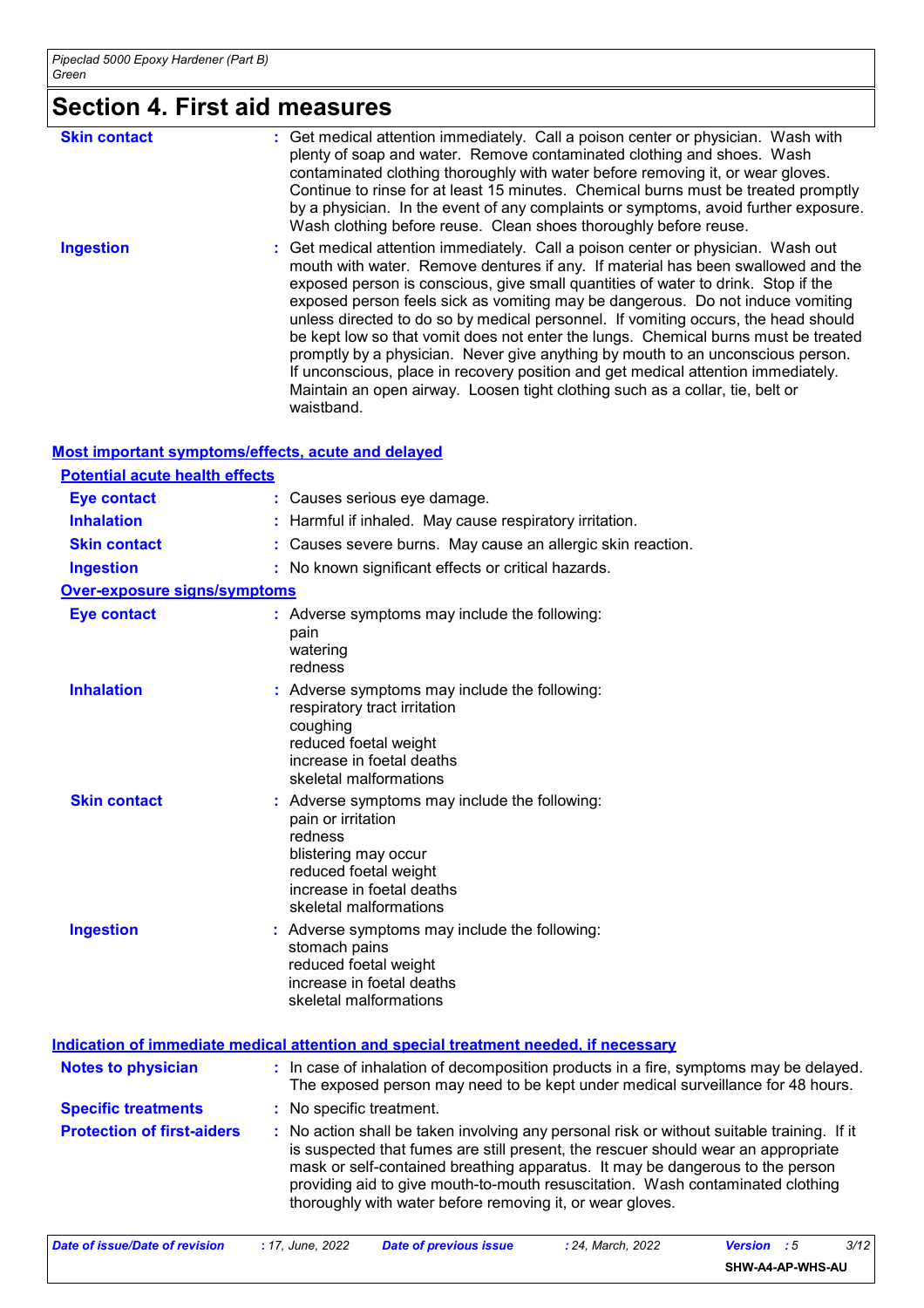# Section 4. First aid measures

**Skin contact** : Get medical attention immediately. Call a poison center or physician. Wash with plenty of soap and water. Remove contaminated clothing and shoes. Wash contaminated clothing thoroughly with water before removing it, or wear gloves. Continue to rinse for at least 15 minutes. Chemical burns must be treated promptly by a physician. In the event of any complaints or symptoms, avoid further exposure. Wash clothing before reuse. Clean shoes thoroughly before reuse.

**Ingestion** : Get medical attention immediately. Call a poison center or physician. Wash out mouth with water. Remove dentures if any. If material has been swallowed and the exposed person is conscious, give small quantities of water to drink. Stop if the exposed person feels sick as vomiting may be dangerous. Do not induce vomiting unless directed to do so by medical personnel. If vomiting occurs, the head should be kept low so that vomit does not enter the lungs. Chemical burns must be treated promptly by a physician. Never give anything by mouth to an unconscious person. If unconscious, place in recovery position and get medical attention immediately. Maintain an open airway. Loosen tight clothing such as a collar, tie, belt or waistband.

## Most important symptoms/effects, acute and delayed

### Potential acute health effects

**Eye contact** : Causes serious eye damage.

**Inhalation** : Harmful if inhaled. May cause respiratory irritation.

**Skin contact** : Causes severe burns. May cause an allergic skin reaction.

**Ingestion** : No known significant effects or critical hazards.

### Over-exposure signs/symptoms

**Eye contact** : Adverse symptoms may include the following:
pain
watering
redness

**Inhalation** : Adverse symptoms may include the following:
respiratory tract irritation
coughing
reduced foetal weight
increase in foetal deaths
skeletal malformations

**Skin contact** : Adverse symptoms may include the following:
pain or irritation
redness
blistering may occur
reduced foetal weight
increase in foetal deaths
skeletal malformations

**Ingestion** : Adverse symptoms may include the following:
stomach pains
reduced foetal weight
increase in foetal deaths
skeletal malformations

## Indication of immediate medical attention and special treatment needed, if necessary

**Notes to physician** : In case of inhalation of decomposition products in a fire, symptoms may be delayed. The exposed person may need to be kept under medical surveillance for 48 hours.

**Specific treatments** : No specific treatment.

**Protection of first-aiders** : No action shall be taken involving any personal risk or without suitable training. If it is suspected that fumes are still present, the rescuer should wear an appropriate mask or self-contained breathing apparatus. It may be dangerous to the person providing aid to give mouth-to-mouth resuscitation. Wash contaminated clothing thoroughly with water before removing it, or wear gloves.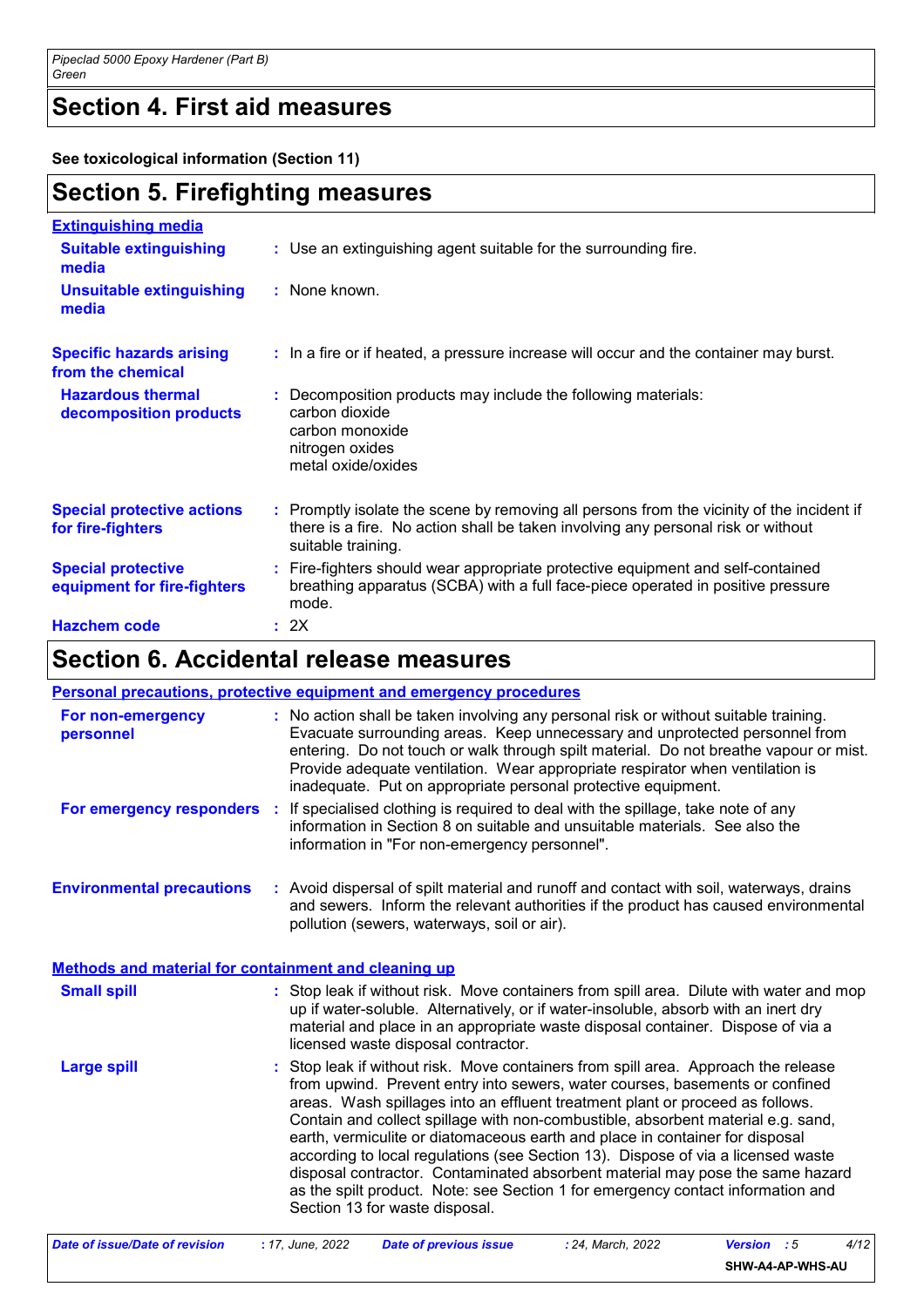## Section 4. First aid measures

**See toxicological information (Section 11)**

## Section 5. Firefighting measures

**Extinguishing media**

| | |
|---|---|
| **Suitable extinguishing media** | Use an extinguishing agent suitable for the surrounding fire. |
| **Unsuitable extinguishing media** | None known. |
| **Specific hazards arising from the chemical** | In a fire or if heated, a pressure increase will occur and the container may burst. |
| **Hazardous thermal decomposition products** | Decomposition products may include the following materials:<br>carbon dioxide<br>carbon monoxide<br>nitrogen oxides<br>metal oxide/oxides |
| **Special protective actions for fire-fighters** | Promptly isolate the scene by removing all persons from the vicinity of the incident if there is a fire. No action shall be taken involving any personal risk or without suitable training. |
| **Special protective equipment for fire-fighters** | Fire-fighters should wear appropriate protective equipment and self-contained breathing apparatus (SCBA) with a full face-piece operated in positive pressure mode. |
| **Hazchem code** | 2X |

## Section 6. Accidental release measures

**Personal precautions, protective equipment and emergency procedures**

| | |
|---|---|
| **For non-emergency personnel** | No action shall be taken involving any personal risk or without suitable training. Evacuate surrounding areas. Keep unnecessary and unprotected personnel from entering. Do not touch or walk through spilt material. Do not breathe vapour or mist. Provide adequate ventilation. Wear appropriate respirator when ventilation is inadequate. Put on appropriate personal protective equipment. |
| **For emergency responders** | If specialised clothing is required to deal with the spillage, take note of any information in Section 8 on suitable and unsuitable materials. See also the information in "For non-emergency personnel". |
| **Environmental precautions** | Avoid dispersal of spilt material and runoff and contact with soil, waterways, drains and sewers. Inform the relevant authorities if the product has caused environmental pollution (sewers, waterways, soil or air). |

**Methods and material for containment and cleaning up**

| | |
|---|---|
| **Small spill** | Stop leak if without risk. Move containers from spill area. Dilute with water and mop up if water-soluble. Alternatively, or if water-insoluble, absorb with an inert dry material and place in an appropriate waste disposal container. Dispose of via a licensed waste disposal contractor. |
| **Large spill** | Stop leak if without risk. Move containers from spill area. Approach the release from upwind. Prevent entry into sewers, water courses, basements or confined areas. Wash spillages into an effluent treatment plant or proceed as follows. Contain and collect spillage with non-combustible, absorbent material e.g. sand, earth, vermiculite or diatomaceous earth and place in container for disposal according to local regulations (see Section 13). Dispose of via a licensed waste disposal contractor. Contaminated absorbent material may pose the same hazard as the spilt product. Note: see Section 1 for emergency contact information and Section 13 for waste disposal. |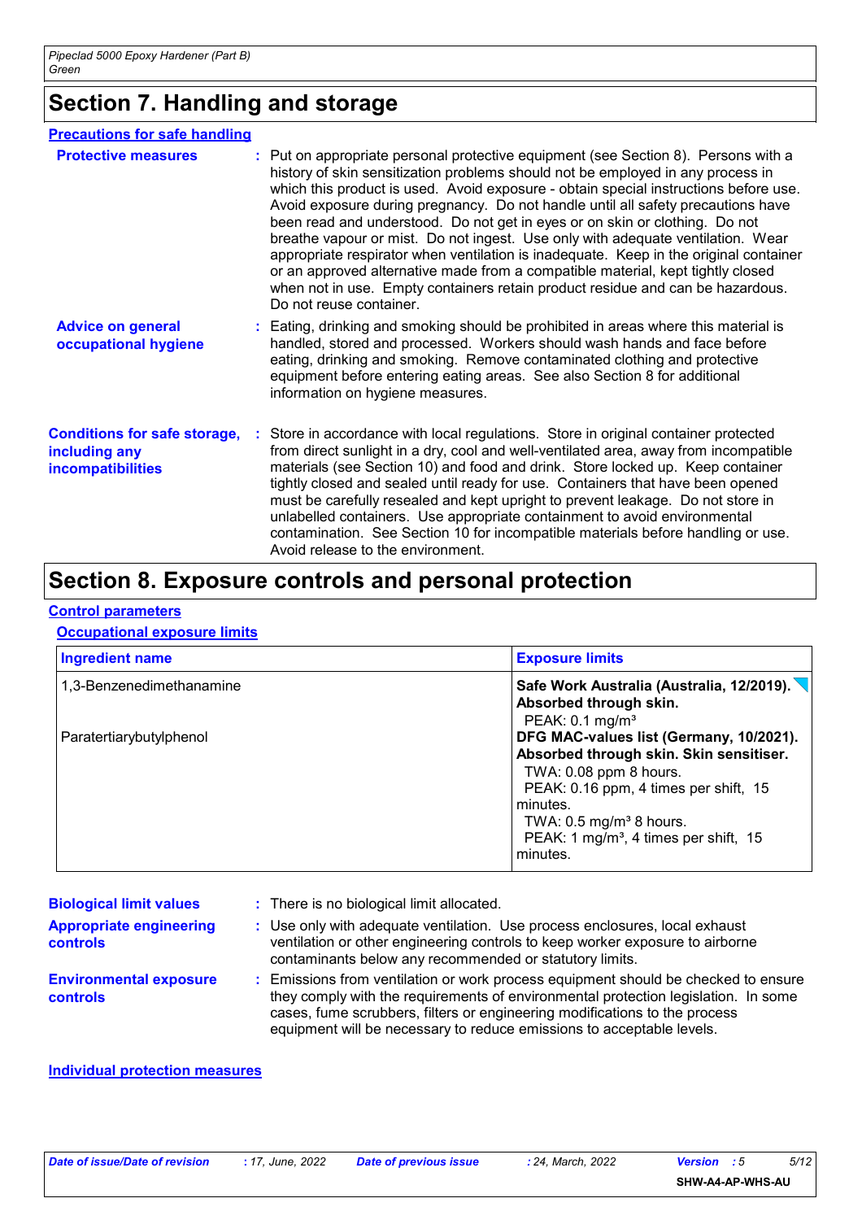# Section 7. Handling and storage

## Precautions for safe handling

**Protective measures** : Put on appropriate personal protective equipment (see Section 8). Persons with a history of skin sensitization problems should not be employed in any process in which this product is used. Avoid exposure - obtain special instructions before use. Avoid exposure during pregnancy. Do not handle until all safety precautions have been read and understood. Do not get in eyes or on skin or clothing. Do not breathe vapour or mist. Do not ingest. Use only with adequate ventilation. Wear appropriate respirator when ventilation is inadequate. Keep in the original container or an approved alternative made from a compatible material, kept tightly closed when not in use. Empty containers retain product residue and can be hazardous. Do not reuse container.

**Advice on general occupational hygiene** : Eating, drinking and smoking should be prohibited in areas where this material is handled, stored and processed. Workers should wash hands and face before eating, drinking and smoking. Remove contaminated clothing and protective equipment before entering eating areas. See also Section 8 for additional information on hygiene measures.

**Conditions for safe storage, including any incompatibilities** : Store in accordance with local regulations. Store in original container protected from direct sunlight in a dry, cool and well-ventilated area, away from incompatible materials (see Section 10) and food and drink. Store locked up. Keep container tightly closed and sealed until ready for use. Containers that have been opened must be carefully resealed and kept upright to prevent leakage. Do not store in unlabelled containers. Use appropriate containment to avoid environmental contamination. See Section 10 for incompatible materials before handling or use. Avoid release to the environment.

# Section 8. Exposure controls and personal protection

## Control parameters

### Occupational exposure limits

| Ingredient name | Exposure limits |
|---|---|
| 1,3-Benzenedimethanamine | **Safe Work Australia (Australia, 12/2019). Absorbed through skin.**<br>PEAK: 0.1 mg/m³ |
| Paratertiarybutylphenol | **DFG MAC-values list (Germany, 10/2021). Absorbed through skin. Skin sensitiser.**<br>TWA: 0.08 ppm 8 hours.<br>PEAK: 0.16 ppm, 4 times per shift, 15 minutes.<br>TWA: 0.5 mg/m³ 8 hours.<br>PEAK: 1 mg/m³, 4 times per shift, 15 minutes. |

**Biological limit values** : There is no biological limit allocated.

**Appropriate engineering controls** : Use only with adequate ventilation. Use process enclosures, local exhaust ventilation or other engineering controls to keep worker exposure to airborne contaminants below any recommended or statutory limits.

**Environmental exposure controls** : Emissions from ventilation or work process equipment should be checked to ensure they comply with the requirements of environmental protection legislation. In some cases, fume scrubbers, filters or engineering modifications to the process equipment will be necessary to reduce emissions to acceptable levels.

## Individual protection measures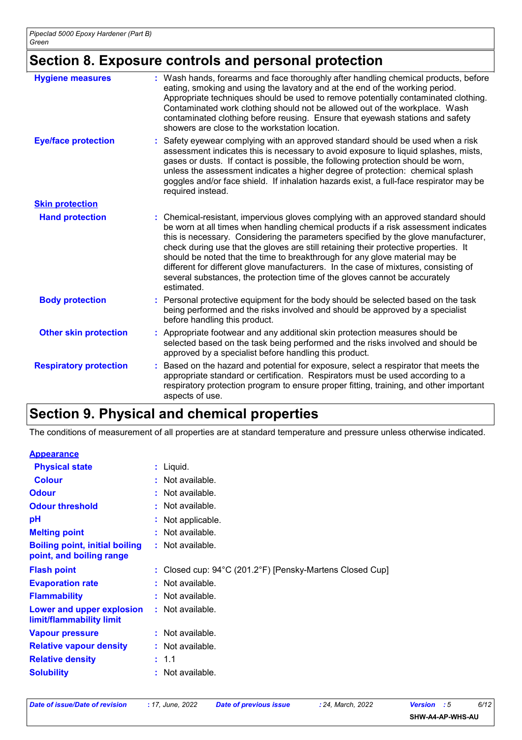## Section 8. Exposure controls and personal protection

| | |
|---|---|
| **Hygiene measures** | : Wash hands, forearms and face thoroughly after handling chemical products, before eating, smoking and using the lavatory and at the end of the working period. Appropriate techniques should be used to remove potentially contaminated clothing. Contaminated work clothing should not be allowed out of the workplace. Wash contaminated clothing before reusing. Ensure that eyewash stations and safety showers are close to the workstation location. |
| **Eye/face protection** | : Safety eyewear complying with an approved standard should be used when a risk assessment indicates this is necessary to avoid exposure to liquid splashes, mists, gases or dusts. If contact is possible, the following protection should be worn, unless the assessment indicates a higher degree of protection: chemical splash goggles and/or face shield. If inhalation hazards exist, a full-face respirator may be required instead. |
| **Skin protection** | |
| **Hand protection** | : Chemical-resistant, impervious gloves complying with an approved standard should be worn at all times when handling chemical products if a risk assessment indicates this is necessary. Considering the parameters specified by the glove manufacturer, check during use that the gloves are still retaining their protective properties. It should be noted that the time to breakthrough for any glove material may be different for different glove manufacturers. In the case of mixtures, consisting of several substances, the protection time of the gloves cannot be accurately estimated. |
| **Body protection** | : Personal protective equipment for the body should be selected based on the task being performed and the risks involved and should be approved by a specialist before handling this product. |
| **Other skin protection** | : Appropriate footwear and any additional skin protection measures should be selected based on the task being performed and the risks involved and should be approved by a specialist before handling this product. |
| **Respiratory protection** | : Based on the hazard and potential for exposure, select a respirator that meets the appropriate standard or certification. Respirators must be used according to a respiratory protection program to ensure proper fitting, training, and other important aspects of use. |

## Section 9. Physical and chemical properties

The conditions of measurement of all properties are at standard temperature and pressure unless otherwise indicated.

| | |
|---|---|
| **Appearance** | |
| **Physical state** | : Liquid. |
| **Colour** | : Not available. |
| **Odour** | : Not available. |
| **Odour threshold** | : Not available. |
| **pH** | : Not applicable. |
| **Melting point** | : Not available. |
| **Boiling point, initial boiling point, and boiling range** | : Not available. |
| **Flash point** | : Closed cup: 94°C (201.2°F) [Pensky-Martens Closed Cup] |
| **Evaporation rate** | : Not available. |
| **Flammability** | : Not available. |
| **Lower and upper explosion limit/flammability limit** | : Not available. |
| **Vapour pressure** | : Not available. |
| **Relative vapour density** | : Not available. |
| **Relative density** | : 1.1 |
| **Solubility** | : Not available. |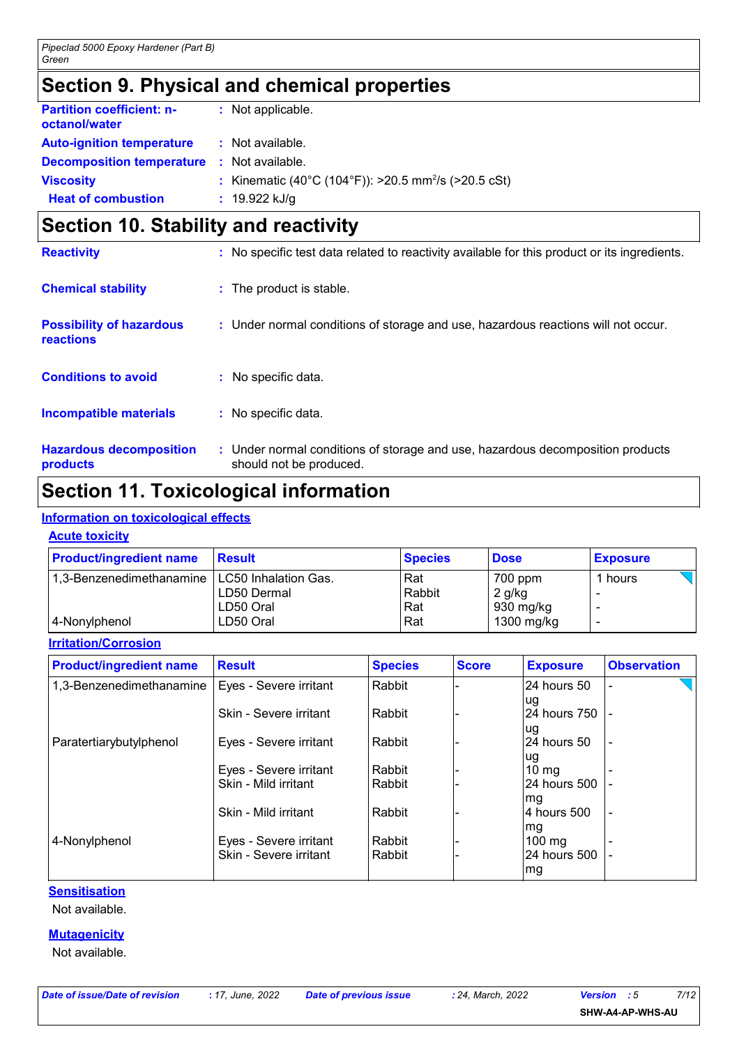## Section 9. Physical and chemical properties

| | |
|---|---|
| **Partition coefficient: n-octanol/water** | : Not applicable. |
| **Auto-ignition temperature** | : Not available. |
| **Decomposition temperature** | : Not available. |
| **Viscosity** | : Kinematic (40°C (104°F)): >20.5 $mm^2/s$ (>20.5 cSt) |
| **Heat of combustion** | : 19.922 kJ/g |

## Section 10. Stability and reactivity

| | |
|---|---|
| **Reactivity** | : No specific test data related to reactivity available for this product or its ingredients. |
| **Chemical stability** | : The product is stable. |
| **Possibility of hazardous reactions** | : Under normal conditions of storage and use, hazardous reactions will not occur. |
| **Conditions to avoid** | : No specific data. |
| **Incompatible materials** | : No specific data. |
| **Hazardous decomposition products** | : Under normal conditions of storage and use, hazardous decomposition products should not be produced. |

## Section 11. Toxicological information

### Information on toxicological effects

#### Acute toxicity

| Product/ingredient name | Result | Species | Dose | Exposure |
|---|---|---|---|---|
| 1,3-Benzenedimethanamine | LC50 Inhalation Gas. | Rat | 700 ppm | 1 hours |
| | LD50 Dermal | Rabbit | 2 g/kg | - |
| | LD50 Oral | Rat | 930 mg/kg | - |
| 4-Nonylphenol | LD50 Oral | Rat | 1300 mg/kg | - |

#### Irritation/Corrosion

| Product/ingredient name | Result | Species | Score | Exposure | Observation |
|---|---|---|---|---|---|
| 1,3-Benzenedimethanamine | Eyes - Severe irritant | Rabbit | - | 24 hours 50 ug | - |
| | Skin - Severe irritant | Rabbit | - | 24 hours 750 ug | - |
| Paratertiarybutylphenol | Eyes - Severe irritant | Rabbit | - | 24 hours 50 ug | - |
| | Eyes - Severe irritant | Rabbit | - | 10 mg | - |
| | Skin - Mild irritant | Rabbit | - | 24 hours 500 mg | - |
| | Skin - Mild irritant | Rabbit | - | 4 hours 500 mg | - |
| 4-Nonylphenol | Eyes - Severe irritant | Rabbit | - | 100 mg | - |
| | Skin - Severe irritant | Rabbit | - | 24 hours 500 mg | - |

#### Sensitisation

Not available.

#### Mutagenicity

Not available.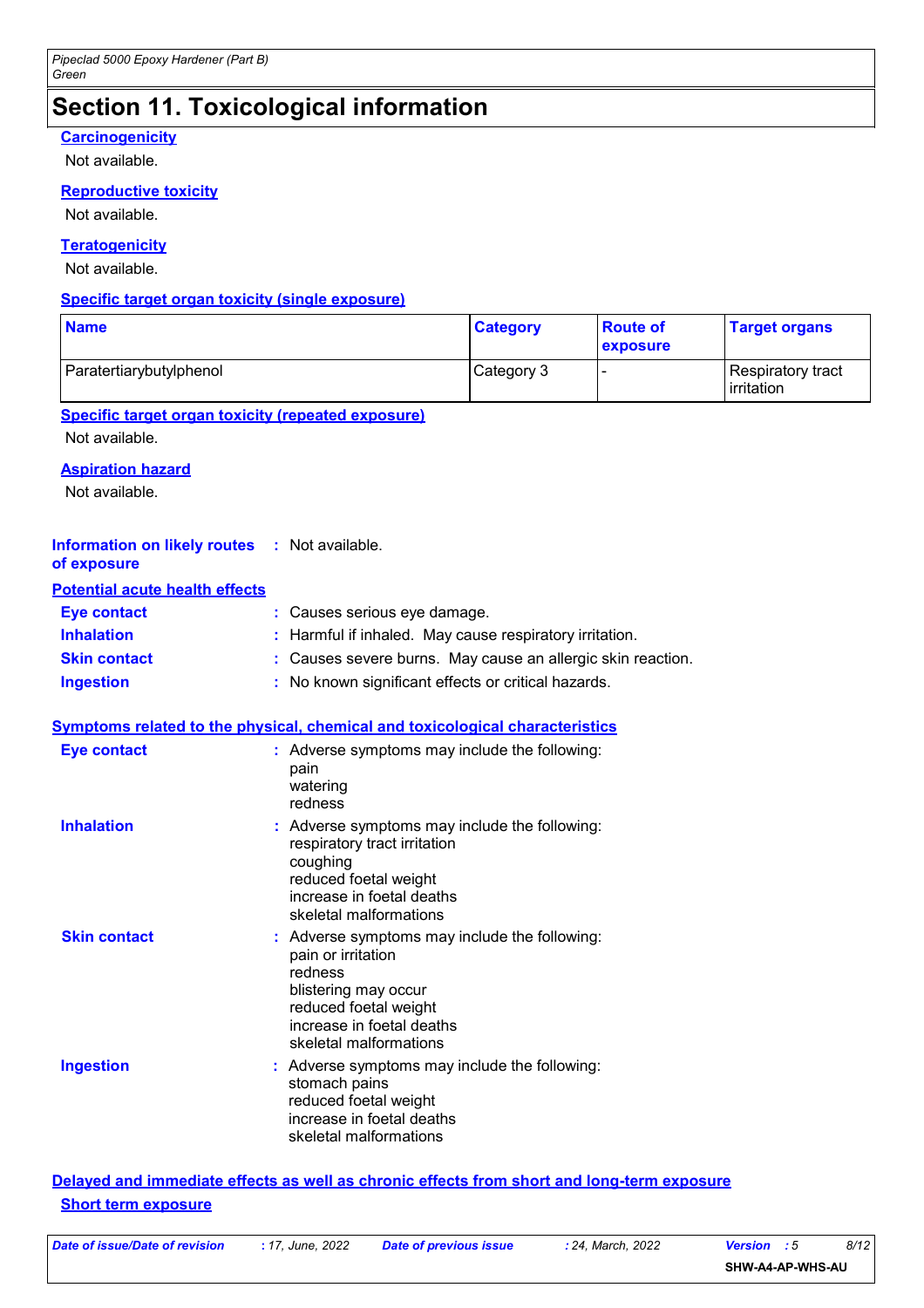# Section 11. Toxicological information

### Carcinogenicity

Not available.

### Reproductive toxicity

Not available.

### Teratogenicity

Not available.

### Specific target organ toxicity (single exposure)

| Name | Category | Route of exposure | Target organs |
|---|---|---|---|
| Paratertiarybutylphenol | Category 3 | - | Respiratory tract irritation |

### Specific target organ toxicity (repeated exposure)

Not available.

### Aspiration hazard

Not available.

**Information on likely routes of exposure** : Not available.

### Potential acute health effects

**Eye contact** : Causes serious eye damage.

**Inhalation** : Harmful if inhaled. May cause respiratory irritation.

**Skin contact** : Causes severe burns. May cause an allergic skin reaction.

**Ingestion** : No known significant effects or critical hazards.

### Symptoms related to the physical, chemical and toxicological characteristics

**Eye contact** : Adverse symptoms may include the following:
pain
watering
redness

**Inhalation** : Adverse symptoms may include the following:
respiratory tract irritation
coughing
reduced foetal weight
increase in foetal deaths
skeletal malformations

**Skin contact** : Adverse symptoms may include the following:
pain or irritation
redness
blistering may occur
reduced foetal weight
increase in foetal deaths
skeletal malformations

**Ingestion** : Adverse symptoms may include the following:
stomach pains
reduced foetal weight
increase in foetal deaths
skeletal malformations

### Delayed and immediate effects as well as chronic effects from short and long-term exposure

#### Short term exposure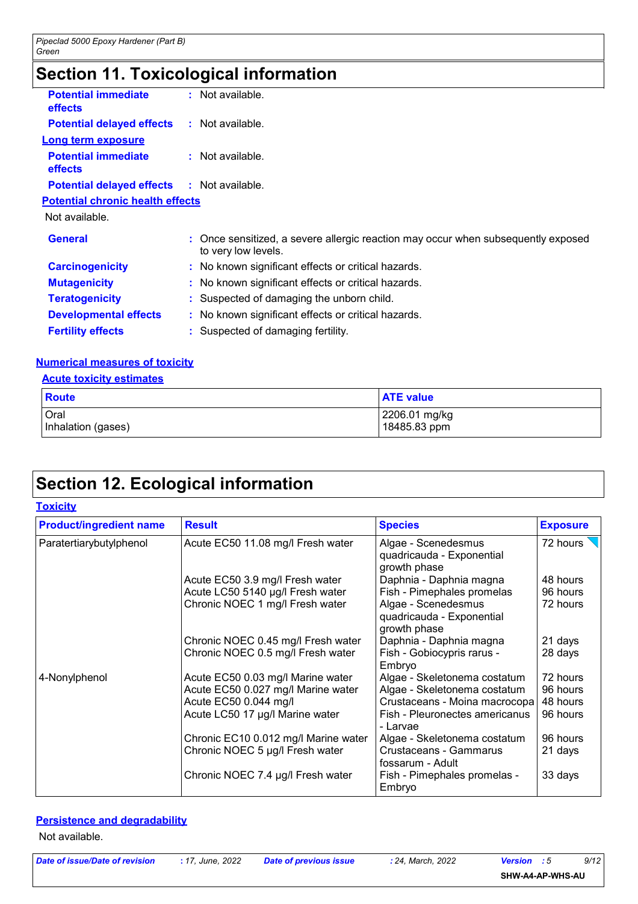## Section 11. Toxicological information

**Potential immediate effects** : Not available.

**Potential delayed effects** : Not available.

**Long term exposure**

**Potential immediate effects** : Not available.

**Potential delayed effects** : Not available.

**Potential chronic health effects**

Not available.

**General** : Once sensitized, a severe allergic reaction may occur when subsequently exposed to very low levels.

**Carcinogenicity** : No known significant effects or critical hazards.

**Mutagenicity** : No known significant effects or critical hazards.

**Teratogenicity** : Suspected of damaging the unborn child.

**Developmental effects** : No known significant effects or critical hazards.

**Fertility effects** : Suspected of damaging fertility.

**Numerical measures of toxicity**

**Acute toxicity estimates**

| Route | ATE value |
|---|---|
| Oral | 2206.01 mg/kg |
| Inhalation (gases) | 18485.83 ppm |

## Section 12. Ecological information

**Toxicity**

| Product/ingredient name | Result | Species | Exposure |
|---|---|---|---|
| Paratertiarybutylphenol | Acute EC50 11.08 mg/l Fresh water | Algae - Scenedesmus quadricauda - Exponential growth phase | 72 hours |
| | Acute EC50 3.9 mg/l Fresh water | Daphnia - Daphnia magna | 48 hours |
| | Acute LC50 5140 µg/l Fresh water | Fish - Pimephales promelas | 96 hours |
| | Chronic NOEC 1 mg/l Fresh water | Algae - Scenedesmus quadricauda - Exponential growth phase | 72 hours |
| | Chronic NOEC 0.45 mg/l Fresh water | Daphnia - Daphnia magna | 21 days |
| | Chronic NOEC 0.5 mg/l Fresh water | Fish - Gobiocypris rarus - Embryo | 28 days |
| 4-Nonylphenol | Acute EC50 0.03 mg/l Marine water | Algae - Skeletonema costatum | 72 hours |
| | Acute EC50 0.027 mg/l Marine water | Algae - Skeletonema costatum | 96 hours |
| | Acute EC50 0.044 mg/l | Crustaceans - Moina macrocopa | 48 hours |
| | Acute LC50 17 µg/l Marine water | Fish - Pleuronectes americanus - Larvae | 96 hours |
| | Chronic EC10 0.012 mg/l Marine water | Algae - Skeletonema costatum | 96 hours |
| | Chronic NOEC 5 µg/l Fresh water | Crustaceans - Gammarus fossarum - Adult | 21 days |
| | Chronic NOEC 7.4 µg/l Fresh water | Fish - Pimephales promelas - Embryo | 33 days |

**Persistence and degradability**

Not available.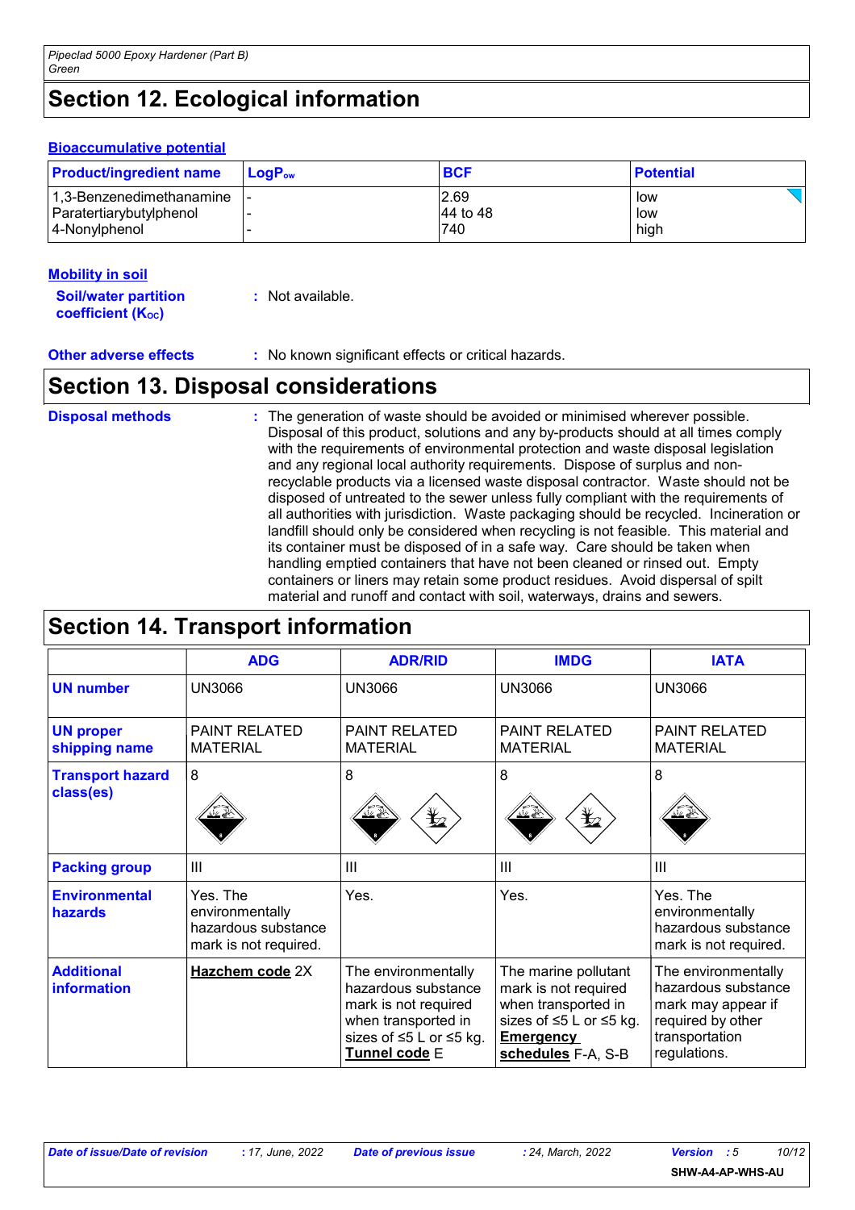## Section 12. Ecological information

### Bioaccumulative potential

| Product/ingredient name | $LogP_{ow}$ | BCF | Potential |
|---|---|---|---|
| 1,3-Benzenedimethanamine | - | 2.69 | low |
| Paratertiarybutylphenol | - | 44 to 48 | low |
| 4-Nonylphenol | - | 740 | high |

### Mobility in soil

**Soil/water partition coefficient ($K_{OC}$)** : Not available.

**Other adverse effects** : No known significant effects or critical hazards.

## Section 13. Disposal considerations

**Disposal methods** : The generation of waste should be avoided or minimised wherever possible. Disposal of this product, solutions and any by-products should at all times comply with the requirements of environmental protection and waste disposal legislation and any regional local authority requirements. Dispose of surplus and non-recyclable products via a licensed waste disposal contractor. Waste should not be disposed of untreated to the sewer unless fully compliant with the requirements of all authorities with jurisdiction. Waste packaging should be recycled. Incineration or landfill should only be considered when recycling is not feasible. This material and its container must be disposed of in a safe way. Care should be taken when handling emptied containers that have not been cleaned or rinsed out. Empty containers or liners may retain some product residues. Avoid dispersal of spilt material and runoff and contact with soil, waterways, drains and sewers.

## Section 14. Transport information

| | ADG | ADR/RID | IMDG | IATA |
|---|---|---|---|---|
| **UN number** | UN3066 | UN3066 | UN3066 | UN3066 |
| **UN proper shipping name** | PAINT RELATED MATERIAL | PAINT RELATED MATERIAL | PAINT RELATED MATERIAL | PAINT RELATED MATERIAL |
| **Transport hazard class(es)** | 8 | 8 | 8 | 8 |
| **Packing group** | III | III | III | III |
| **Environmental hazards** | Yes. The environmentally hazardous substance mark is not required. | Yes. | Yes. | Yes. The environmentally hazardous substance mark is not required. |
| **Additional information** | **Hazchem code** 2X | The environmentally hazardous substance mark is not required when transported in sizes of ≤5 L or ≤5 kg. **Tunnel code** E | The marine pollutant mark is not required when transported in sizes of ≤5 L or ≤5 kg. **Emergency schedules** F-A, S-B | The environmentally hazardous substance mark may appear if required by other transportation regulations. |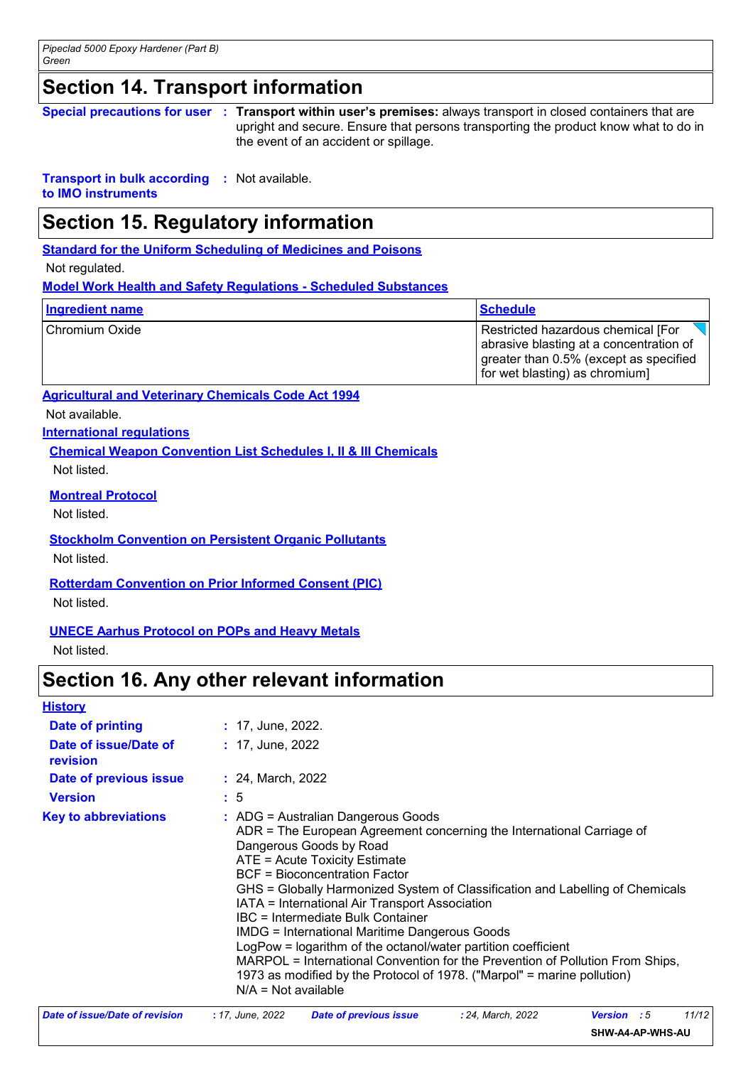## Section 14. Transport information

**Special precautions for user** : **Transport within user's premises:** always transport in closed containers that are upright and secure. Ensure that persons transporting the product know what to do in the event of an accident or spillage.

**Transport in bulk according to IMO instruments** : Not available.

## Section 15. Regulatory information

**Standard for the Uniform Scheduling of Medicines and Poisons**

Not regulated.

**Model Work Health and Safety Regulations - Scheduled Substances**

| Ingredient name | Schedule |
|---|---|
| Chromium Oxide | Restricted hazardous chemical [For abrasive blasting at a concentration of greater than 0.5% (except as specified for wet blasting) as chromium] |

**Agricultural and Veterinary Chemicals Code Act 1994**

Not available.

**International regulations**

**Chemical Weapon Convention List Schedules I, II & III Chemicals**

Not listed.

**Montreal Protocol**

Not listed.

**Stockholm Convention on Persistent Organic Pollutants**

Not listed.

**Rotterdam Convention on Prior Informed Consent (PIC)**

Not listed.

**UNECE Aarhus Protocol on POPs and Heavy Metals**

Not listed.

## Section 16. Any other relevant information

**History**

**Date of printing** : 17, June, 2022.

**Date of issue/Date of revision** : 17, June, 2022

**Date of previous issue** : 24, March, 2022

**Version** : 5

**Key to abbreviations** : ADG = Australian Dangerous Goods
ADR = The European Agreement concerning the International Carriage of Dangerous Goods by Road
ATE = Acute Toxicity Estimate
BCF = Bioconcentration Factor
GHS = Globally Harmonized System of Classification and Labelling of Chemicals
IATA = International Air Transport Association
IBC = Intermediate Bulk Container
IMDG = International Maritime Dangerous Goods
LogPow = logarithm of the octanol/water partition coefficient
MARPOL = International Convention for the Prevention of Pollution From Ships, 1973 as modified by the Protocol of 1978. ("Marpol" = marine pollution)
N/A = Not available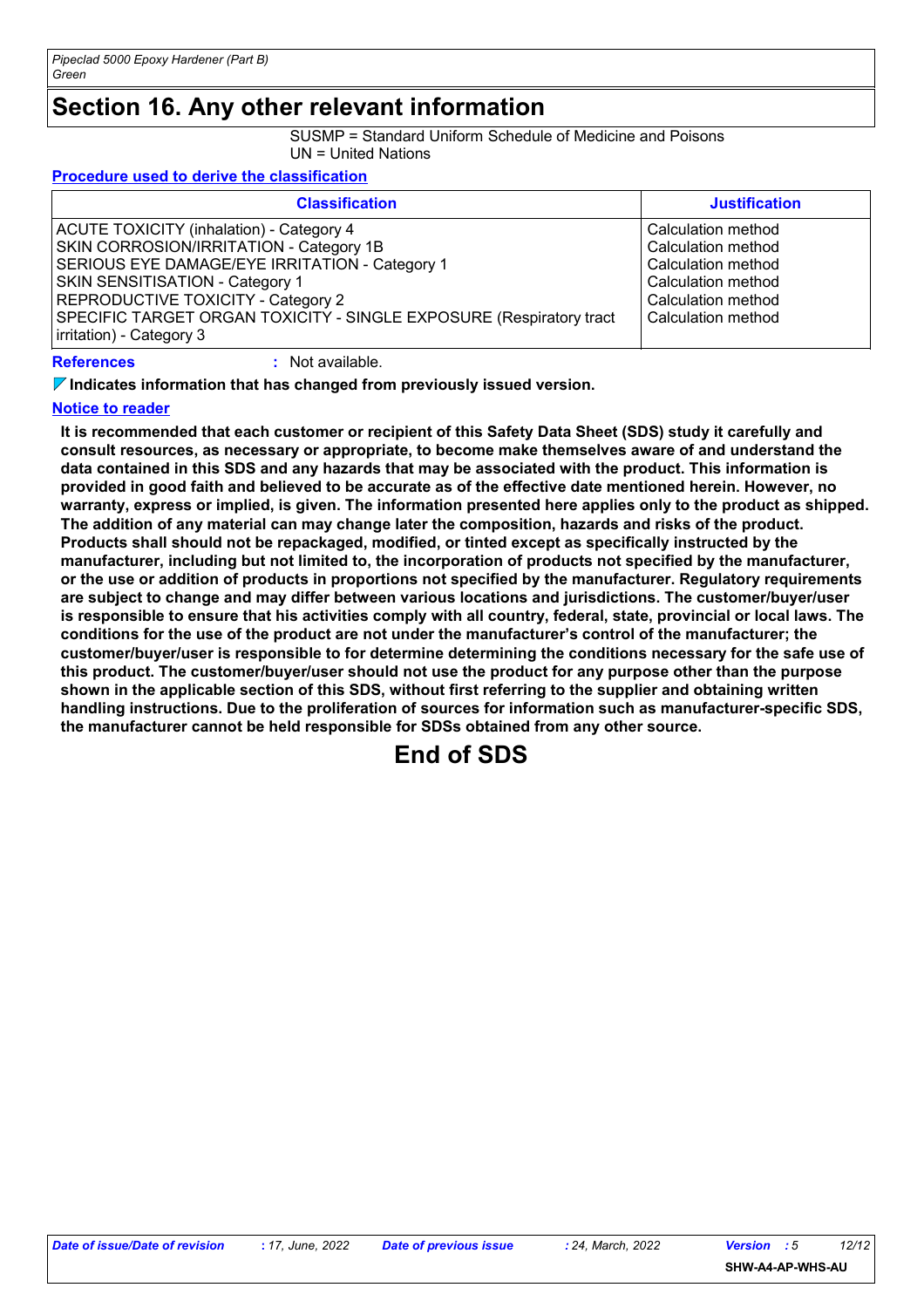# Section 16. Any other relevant information

SUSMP = Standard Uniform Schedule of Medicine and Poisons
UN = United Nations

**Procedure used to derive the classification**

| Classification | Justification |
|---|---|
| ACUTE TOXICITY (inhalation) - Category 4 | Calculation method |
| SKIN CORROSION/IRRITATION - Category 1B | Calculation method |
| SERIOUS EYE DAMAGE/EYE IRRITATION - Category 1 | Calculation method |
| SKIN SENSITISATION - Category 1 | Calculation method |
| REPRODUCTIVE TOXICITY - Category 2 | Calculation method |
| SPECIFIC TARGET ORGAN TOXICITY - SINGLE EXPOSURE (Respiratory tract irritation) - Category 3 | Calculation method |

**References** : Not available.

**Indicates information that has changed from previously issued version.**

**Notice to reader**

**It is recommended that each customer or recipient of this Safety Data Sheet (SDS) study it carefully and consult resources, as necessary or appropriate, to become make themselves aware of and understand the data contained in this SDS and any hazards that may be associated with the product. This information is provided in good faith and believed to be accurate as of the effective date mentioned herein. However, no warranty, express or implied, is given. The information presented here applies only to the product as shipped. The addition of any material can may change later the composition, hazards and risks of the product. Products shall should not be repackaged, modified, or tinted except as specifically instructed by the manufacturer, including but not limited to, the incorporation of products not specified by the manufacturer, or the use or addition of products in proportions not specified by the manufacturer. Regulatory requirements are subject to change and may differ between various locations and jurisdictions. The customer/buyer/user is responsible to ensure that his activities comply with all country, federal, state, provincial or local laws. The conditions for the use of the product are not under the manufacturer's control of the manufacturer; the customer/buyer/user is responsible to for determine determining the conditions necessary for the safe use of this product. The customer/buyer/user should not use the product for any purpose other than the purpose shown in the applicable section of this SDS, without first referring to the supplier and obtaining written handling instructions. Due to the proliferation of sources for information such as manufacturer-specific SDS, the manufacturer cannot be held responsible for SDSs obtained from any other source.**

## End of SDS